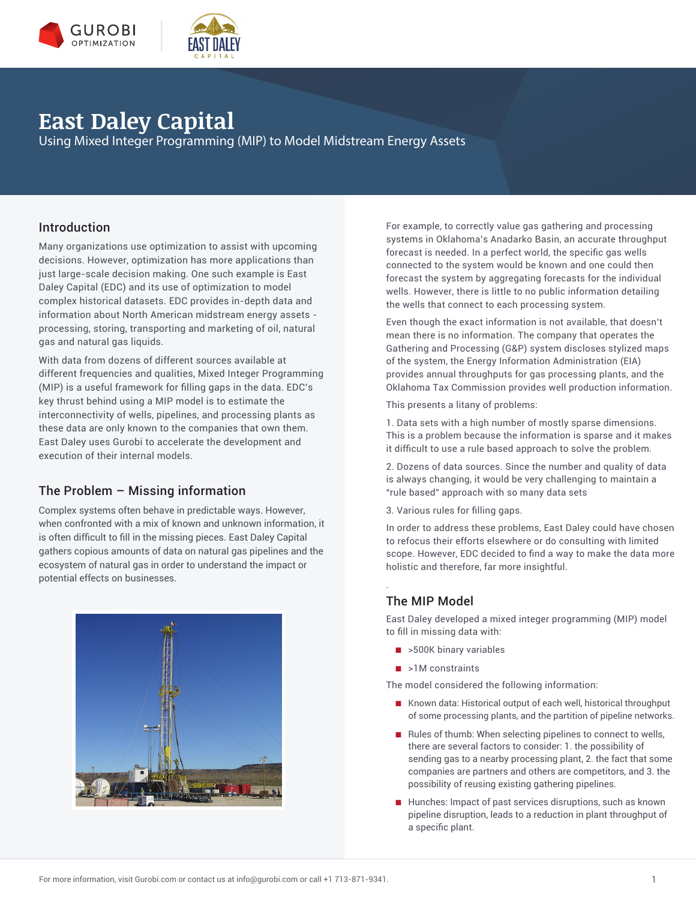# East Daley Capital

Using Mixed Integer Programming (MIP) to Model Midstream Energy Assets

## Introduction

Many organizations use optimization to assist with upcoming decisions. However, optimization has more applications than just large-scale decision making. One such example is East Daley Capital (EDC) and its use of optimization to model complex historical datasets. EDC provides in-depth data and information about North American midstream energy assets - processing, storing, transporting and marketing of oil, natural gas and natural gas liquids.

With data from dozens of different sources available at different frequencies and qualities, Mixed Integer Programming (MIP) is a useful framework for filling gaps in the data. EDC's key thrust behind using a MIP model is to estimate the interconnectivity of wells, pipelines, and processing plants as these data are only known to the companies that own them. East Daley uses Gurobi to accelerate the development and execution of their internal models.

## The Problem – Missing information

Complex systems often behave in predictable ways. However, when confronted with a mix of known and unknown information, it is often difficult to fill in the missing pieces. East Daley Capital gathers copious amounts of data on natural gas pipelines and the ecosystem of natural gas in order to understand the impact or potential effects on businesses.

For example, to correctly value gas gathering and processing systems in Oklahoma's Anadarko Basin, an accurate throughput forecast is needed. In a perfect world, the specific gas wells connected to the system would be known and one could then forecast the system by aggregating forecasts for the individual wells. However, there is little to no public information detailing the wells that connect to each processing system.

Even though the exact information is not available, that doesn't mean there is no information. The company that operates the Gathering and Processing (G&P) system discloses stylized maps of the system, the Energy Information Administration (EIA) provides annual throughputs for gas processing plants, and the Oklahoma Tax Commission provides well production information.

This presents a litany of problems:

1. Data sets with a high number of mostly sparse dimensions. This is a problem because the information is sparse and it makes it difficult to use a rule based approach to solve the problem.

2. Dozens of data sources. Since the number and quality of data is always changing, it would be very challenging to maintain a "rule based" approach with so many data sets

3. Various rules for filling gaps.

In order to address these problems, East Daley could have chosen to refocus their efforts elsewhere or do consulting with limited scope. However, EDC decided to find a way to make the data more holistic and therefore, far more insightful.

## The MIP Model

East Daley developed a mixed integer programming (MIP) model to fill in missing data with:

- >500K binary variables
- >1M constraints

The model considered the following information:

- Known data: Historical output of each well, historical throughput of some processing plants, and the partition of pipeline networks.
- Rules of thumb: When selecting pipelines to connect to wells, there are several factors to consider: 1. the possibility of sending gas to a nearby processing plant, 2. the fact that some companies are partners and others are competitors, and 3. the possibility of reusing existing gathering pipelines.
- Hunches: Impact of past services disruptions, such as known pipeline disruption, leads to a reduction in plant throughput of a specific plant.

For more information, visit Gurobi.com or contact us at info@gurobi.com or call +1 713-871-9341.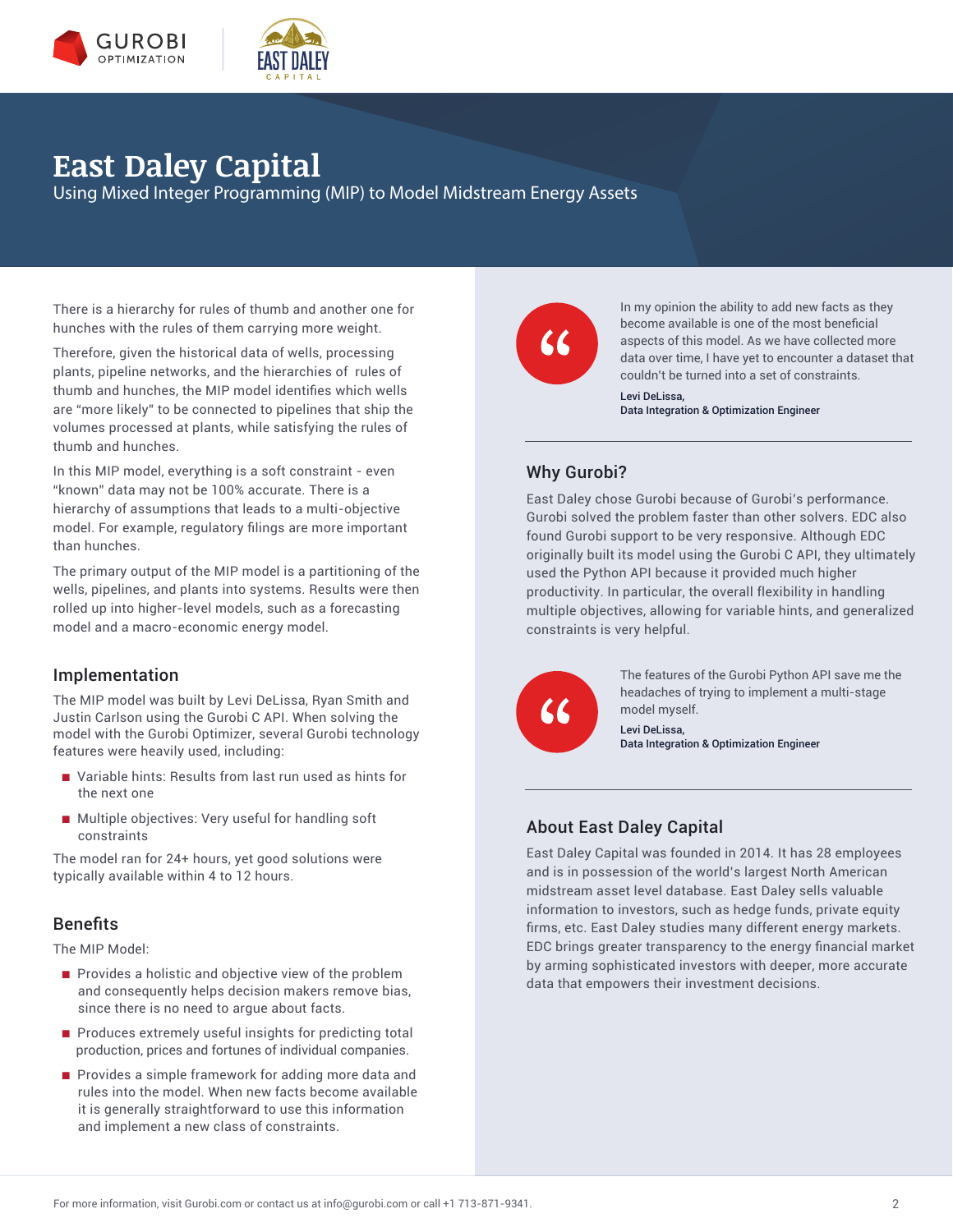# East Daley Capital

Using Mixed Integer Programming (MIP) to Model Midstream Energy Assets

There is a hierarchy for rules of thumb and another one for hunches with the rules of them carrying more weight.

Therefore, given the historical data of wells, processing plants, pipeline networks, and the hierarchies of rules of thumb and hunches, the MIP model identifies which wells are "more likely" to be connected to pipelines that ship the volumes processed at plants, while satisfying the rules of thumb and hunches.

In this MIP model, everything is a soft constraint - even "known" data may not be 100% accurate. There is a hierarchy of assumptions that leads to a multi-objective model. For example, regulatory filings are more important than hunches.

The primary output of the MIP model is a partitioning of the wells, pipelines, and plants into systems. Results were then rolled up into higher-level models, such as a forecasting model and a macro-economic energy model.

## Implementation

The MIP model was built by Levi DeLissa, Ryan Smith and Justin Carlson using the Gurobi C API. When solving the model with the Gurobi Optimizer, several Gurobi technology features were heavily used, including:

- Variable hints: Results from last run used as hints for the next one
- Multiple objectives: Very useful for handling soft constraints

The model ran for 24+ hours, yet good solutions were typically available within 4 to 12 hours.

## Benefits

The MIP Model:

- Provides a holistic and objective view of the problem and consequently helps decision makers remove bias, since there is no need to argue about facts.
- Produces extremely useful insights for predicting total production, prices and fortunes of individual companies.
- Provides a simple framework for adding more data and rules into the model. When new facts become available it is generally straightforward to use this information and implement a new class of constraints.

> In my opinion the ability to add new facts as they become available is one of the most beneficial aspects of this model. As we have collected more data over time, I have yet to encounter a dataset that couldn't be turned into a set of constraints.
>
> Levi DeLissa,
> Data Integration & Optimization Engineer

## Why Gurobi?

East Daley chose Gurobi because of Gurobi's performance. Gurobi solved the problem faster than other solvers. EDC also found Gurobi support to be very responsive. Although EDC originally built its model using the Gurobi C API, they ultimately used the Python API because it provided much higher productivity. In particular, the overall flexibility in handling multiple objectives, allowing for variable hints, and generalized constraints is very helpful.

> The features of the Gurobi Python API save me the headaches of trying to implement a multi-stage model myself.
>
> Levi DeLissa,
> Data Integration & Optimization Engineer

## About East Daley Capital

East Daley Capital was founded in 2014. It has 28 employees and is in possession of the world's largest North American midstream asset level database. East Daley sells valuable information to investors, such as hedge funds, private equity firms, etc. East Daley studies many different energy markets. EDC brings greater transparency to the energy financial market by arming sophisticated investors with deeper, more accurate data that empowers their investment decisions.

For more information, visit Gurobi.com or contact us at info@gurobi.com or call +1 713-871-9341.